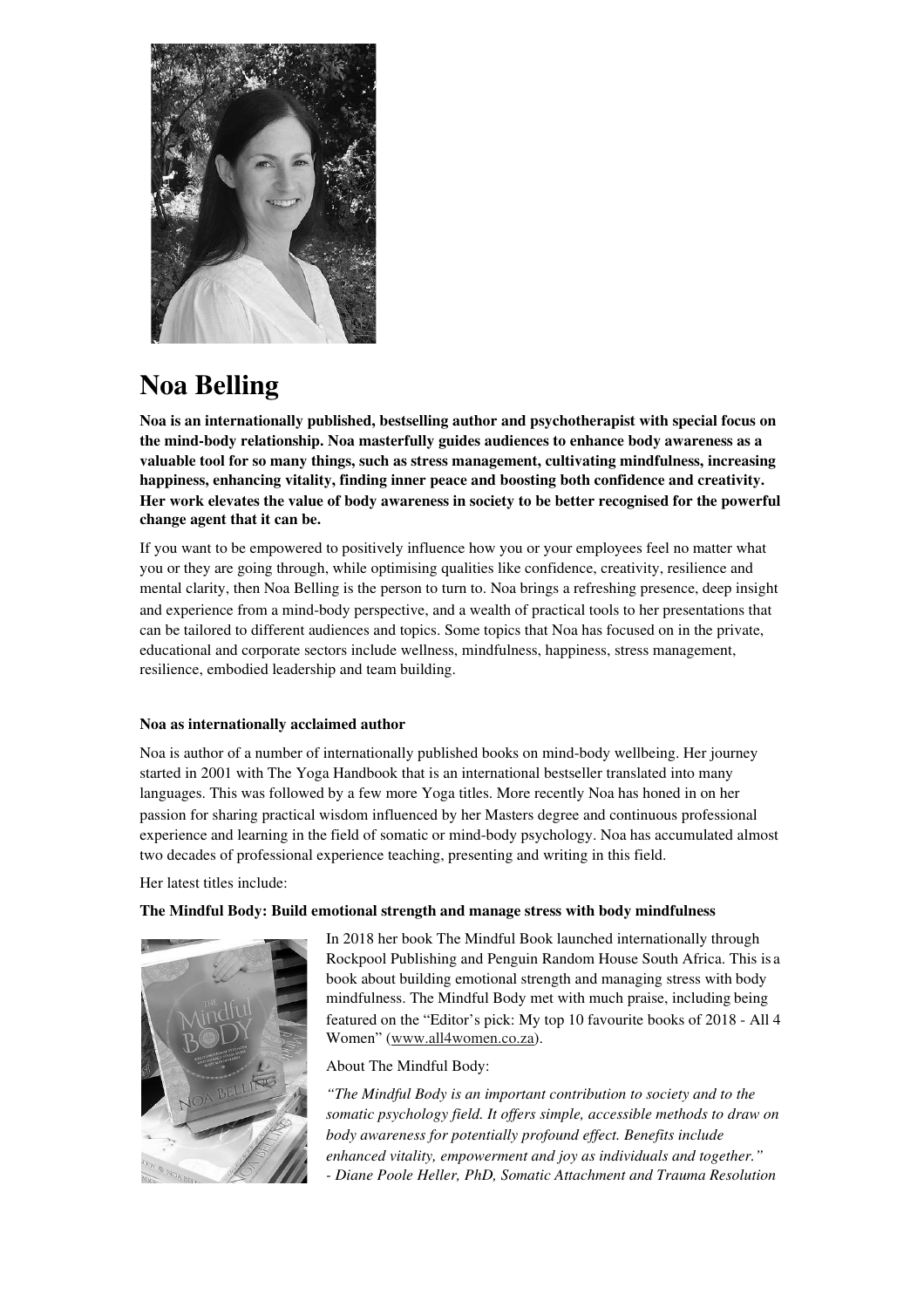# Noa Belling

**Noa is an internationally published, bestselling author and psychotherapist with special focus on the mind-body relationship. Noa masterfully guides audiences to enhance body awareness as a valuable tool for so many things, such as stress management, cultivating mindfulness, increasing happiness, enhancing vitality, finding inner peace and boosting both confidence and creativity. Her work elevates the value of body awareness in society to be better recognised for the powerful change agent that it can be.**

If you want to be empowered to positively influence how you or your employees feel no matter what you or they are going through, while optimising qualities like confidence, creativity, resilience and mental clarity, then Noa Belling is the person to turn to. Noa brings a refreshing presence, deep insight and experience from a mind-body perspective, and a wealth of practical tools to her presentations that can be tailored to different audiences and topics. Some topics that Noa has focused on in the private, educational and corporate sectors include wellness, mindfulness, happiness, stress management, resilience, embodied leadership and team building.

**Noa as internationally acclaimed author**

Noa is author of a number of internationally published books on mind-body wellbeing. Her journey started in 2001 with The Yoga Handbook that is an international bestseller translated into many languages. This was followed by a few more Yoga titles. More recently Noa has honed in on her passion for sharing practical wisdom influenced by her Masters degree and continuous professional experience and learning in the field of somatic or mind-body psychology. Noa has accumulated almost two decades of professional experience teaching, presenting and writing in this field.

Her latest titles include:

**The Mindful Body: Build emotional strength and manage stress with body mindfulness**

In 2018 her book The Mindful Book launched internationally through Rockpool Publishing and Penguin Random House South Africa. This is a book about building emotional strength and managing stress with body mindfulness. The Mindful Body met with much praise, including being featured on the "Editor's pick: My top 10 favourite books of 2018 - All 4 Women" (www.all4women.co.za).

About The Mindful Body:

*"The Mindful Body is an important contribution to society and to the somatic psychology field. It offers simple, accessible methods to draw on body awareness for potentially profound effect. Benefits include enhanced vitality, empowerment and joy as individuals and together."*
*- Diane Poole Heller, PhD, Somatic Attachment and Trauma Resolution*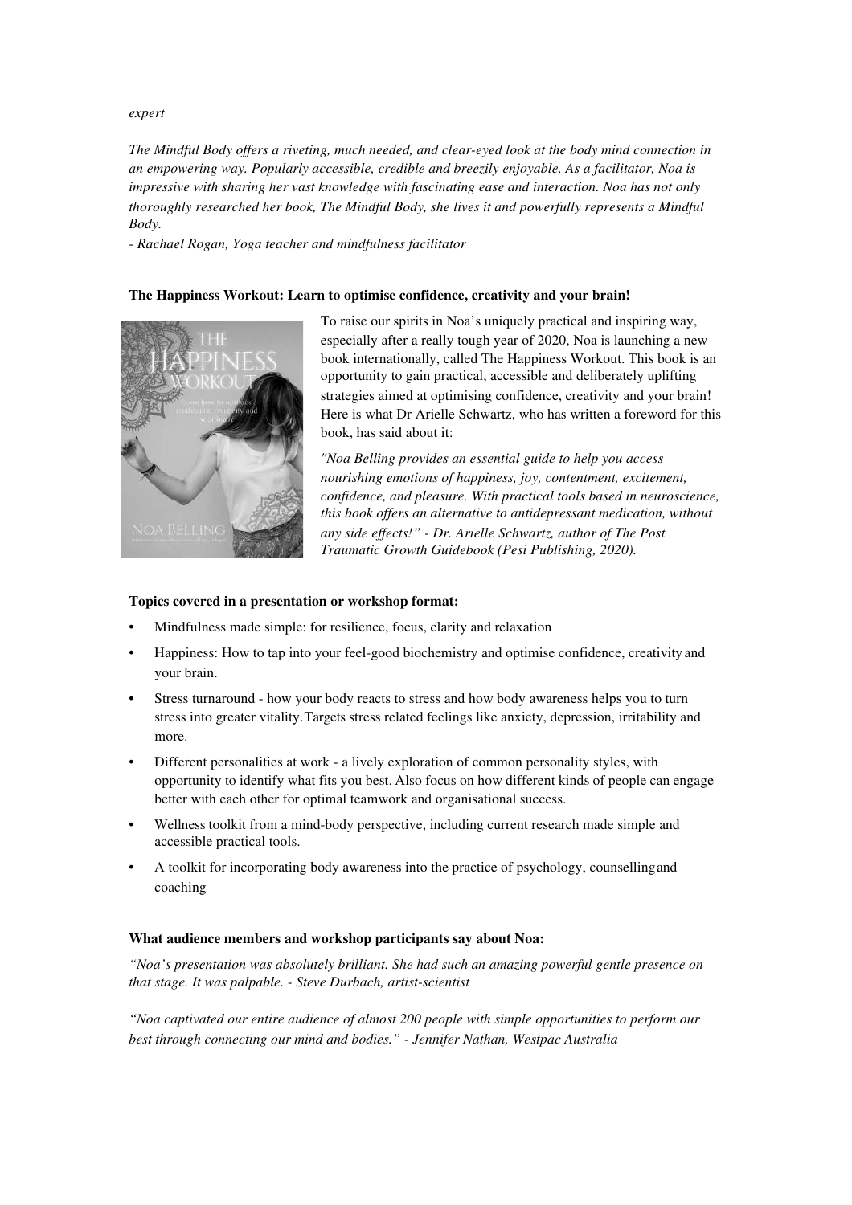*expert*

*The Mindful Body offers a riveting, much needed, and clear-eyed look at the body mind connection in an empowering way. Popularly accessible, credible and breezily enjoyable. As a facilitator, Noa is impressive with sharing her vast knowledge with fascinating ease and interaction. Noa has not only thoroughly researched her book, The Mindful Body, she lives it and powerfully represents a Mindful Body.*

*- Rachael Rogan, Yoga teacher and mindfulness facilitator*

**The Happiness Workout: Learn to optimise confidence, creativity and your brain!**

To raise our spirits in Noa's uniquely practical and inspiring way, especially after a really tough year of 2020, Noa is launching a new book internationally, called The Happiness Workout. This book is an opportunity to gain practical, accessible and deliberately uplifting strategies aimed at optimising confidence, creativity and your brain! Here is what Dr Arielle Schwartz, who has written a foreword for this book, has said about it:

*"Noa Belling provides an essential guide to help you access nourishing emotions of happiness, joy, contentment, excitement, confidence, and pleasure. With practical tools based in neuroscience, this book offers an alternative to antidepressant medication, without any side effects!" - Dr. Arielle Schwartz, author of The Post Traumatic Growth Guidebook (Pesi Publishing, 2020).*

**Topics covered in a presentation or workshop format:**

- Mindfulness made simple: for resilience, focus, clarity and relaxation
- Happiness: How to tap into your feel-good biochemistry and optimise confidence, creativity and your brain.
- Stress turnaround - how your body reacts to stress and how body awareness helps you to turn stress into greater vitality. Targets stress related feelings like anxiety, depression, irritability and more.
- Different personalities at work - a lively exploration of common personality styles, with opportunity to identify what fits you best. Also focus on how different kinds of people can engage better with each other for optimal teamwork and organisational success.
- Wellness toolkit from a mind-body perspective, including current research made simple and accessible practical tools.
- A toolkit for incorporating body awareness into the practice of psychology, counselling and coaching

**What audience members and workshop participants say about Noa:**

*"Noa's presentation was absolutely brilliant. She had such an amazing powerful gentle presence on that stage. It was palpable. - Steve Durbach, artist-scientist*

*"Noa captivated our entire audience of almost 200 people with simple opportunities to perform our best through connecting our mind and bodies." - Jennifer Nathan, Westpac Australia*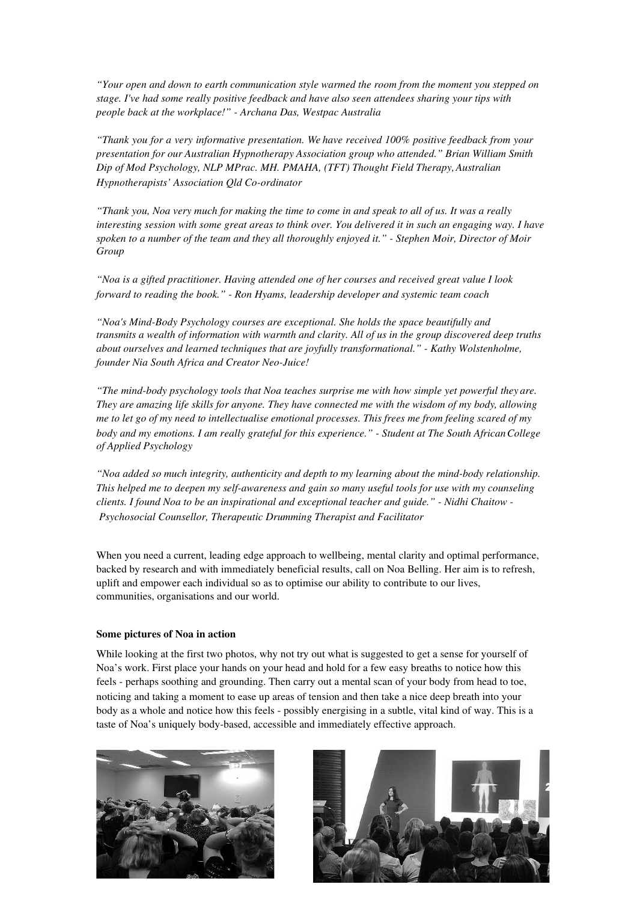*"Your open and down to earth communication style warmed the room from the moment you stepped on stage. I've had some really positive feedback and have also seen attendees sharing your tips with people back at the workplace!" - Archana Das, Westpac Australia*

*"Thank you for a very informative presentation. We have received 100% positive feedback from your presentation for our Australian Hypnotherapy Association group who attended." Brian William Smith Dip of Mod Psychology, NLP MPrac. MH. PMAHA, (TFT) Thought Field Therapy, Australian Hypnotherapists' Association Qld Co-ordinator*

*"Thank you, Noa very much for making the time to come in and speak to all of us. It was a really interesting session with some great areas to think over. You delivered it in such an engaging way. I have spoken to a number of the team and they all thoroughly enjoyed it." - Stephen Moir, Director of Moir Group*

*"Noa is a gifted practitioner. Having attended one of her courses and received great value I look forward to reading the book." - Ron Hyams, leadership developer and systemic team coach*

*"Noa's Mind-Body Psychology courses are exceptional. She holds the space beautifully and transmits a wealth of information with warmth and clarity. All of us in the group discovered deep truths about ourselves and learned techniques that are joyfully transformational." - Kathy Wolstenholme, founder Nia South Africa and Creator Neo-Juice!*

*"The mind-body psychology tools that Noa teaches surprise me with how simple yet powerful they are. They are amazing life skills for anyone. They have connected me with the wisdom of my body, allowing me to let go of my need to intellectualise emotional processes. This frees me from feeling scared of my body and my emotions. I am really grateful for this experience." - Student at The South African College of Applied Psychology*

*"Noa added so much integrity, authenticity and depth to my learning about the mind-body relationship. This helped me to deepen my self-awareness and gain so many useful tools for use with my counseling clients. I found Noa to be an inspirational and exceptional teacher and guide." - Nidhi Chaitow - Psychosocial Counsellor, Therapeutic Drumming Therapist and Facilitator*

When you need a current, leading edge approach to wellbeing, mental clarity and optimal performance, backed by research and with immediately beneficial results, call on Noa Belling. Her aim is to refresh, uplift and empower each individual so as to optimise our ability to contribute to our lives, communities, organisations and our world.

**Some pictures of Noa in action**

While looking at the first two photos, why not try out what is suggested to get a sense for yourself of Noa's work. First place your hands on your head and hold for a few easy breaths to notice how this feels - perhaps soothing and grounding. Then carry out a mental scan of your body from head to toe, noticing and taking a moment to ease up areas of tension and then take a nice deep breath into your body as a whole and notice how this feels - possibly energising in a subtle, vital kind of way. This is a taste of Noa's uniquely body-based, accessible and immediately effective approach.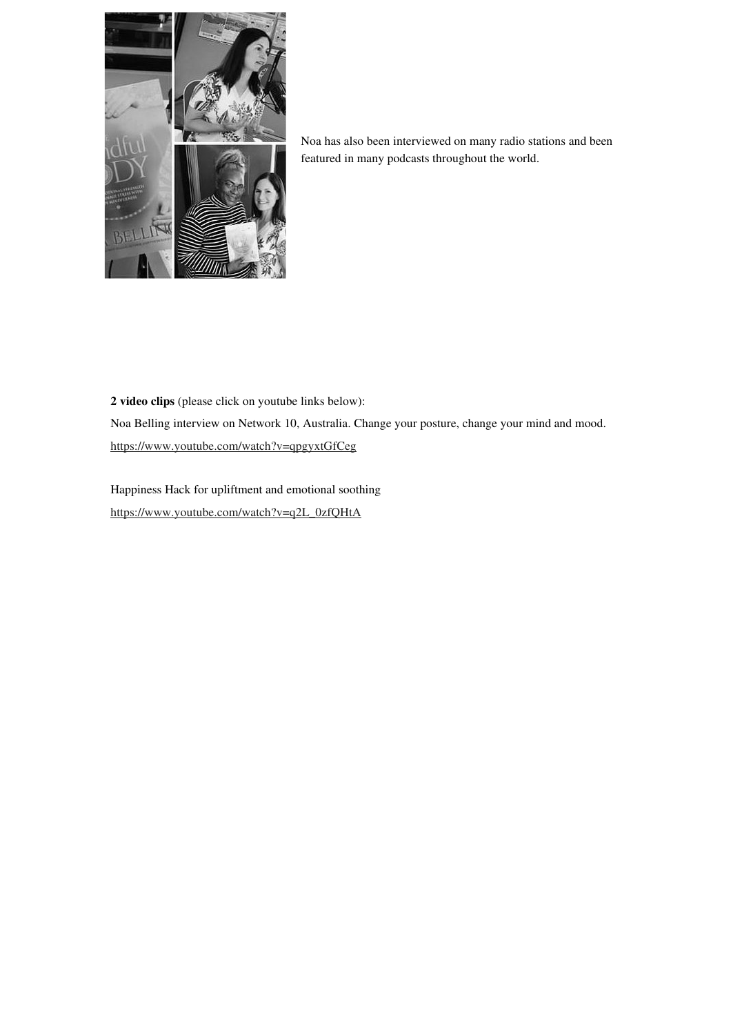Noa has also been interviewed on many radio stations and been featured in many podcasts throughout the world.

**2 video clips** (please click on youtube links below):

Noa Belling interview on Network 10, Australia. Change your posture, change your mind and mood.

https://www.youtube.com/watch?v=qpgyxtGfCeg

Happiness Hack for upliftment and emotional soothing

https://www.youtube.com/watch?v=q2L_0zfQHtA